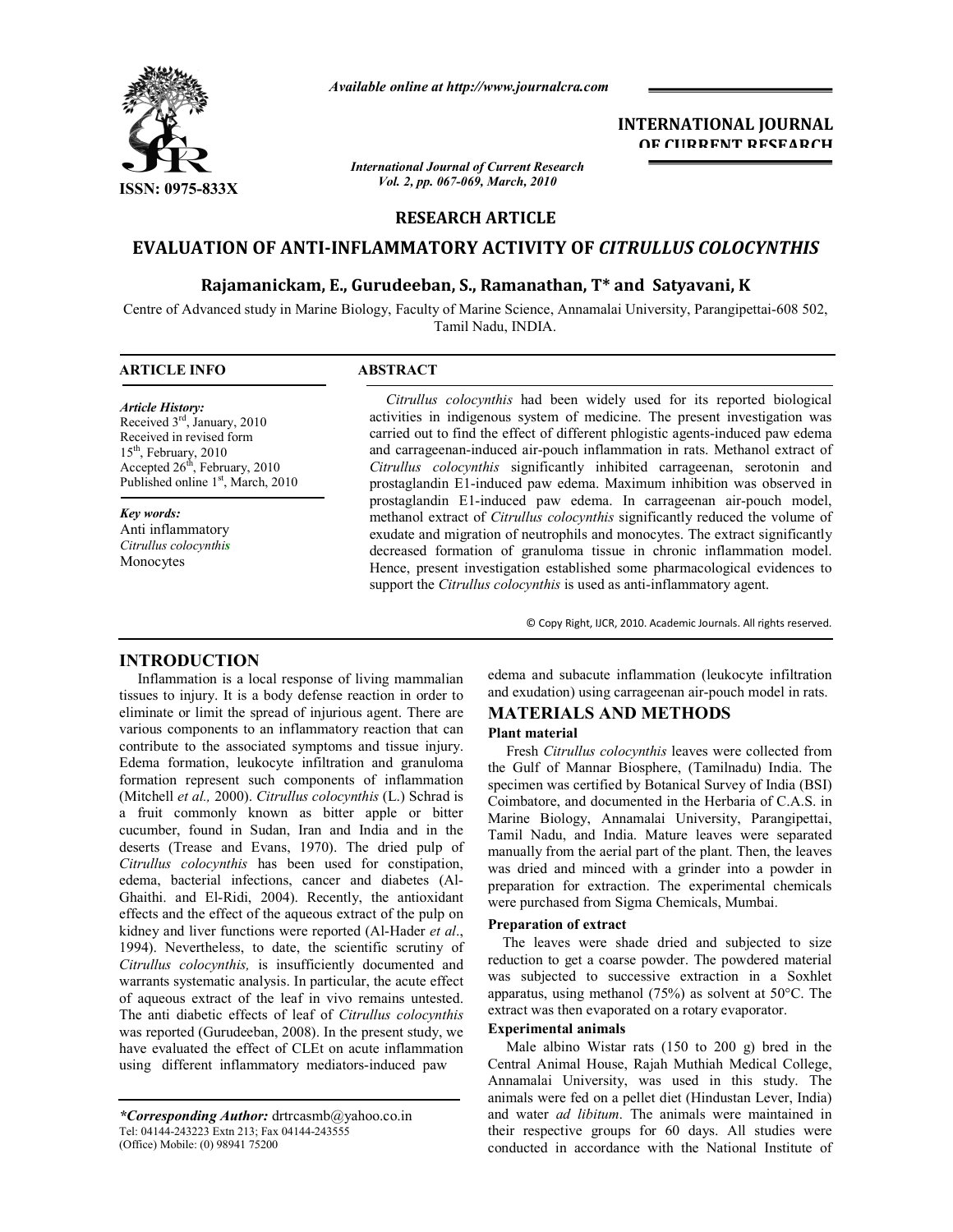Available online at http://www.journalcra.com

**INTERNATIONAL JOURNAL OF CURRENT RESEARCH**

ISSN: 0975-833X

## RESEARCH ARTICLE

# EVALUATION OF ANTI-INFLAMMATORY ACTIVITY OF *CITRULLUS COLOCYNTHIS*

**Rajamanickam, E., Gurudeeban, S., Ramanathan, T\* and Satyavani, K**

Centre of Advanced study in Marine Biology, Faculty of Marine Science, Annamalai University, Parangipettai-608 502, Tamil Nadu, INDIA.

### ARTICLE INFO

*Article History:*
Received 3[rd], January, 2010
Received in revised form 15[th], February, 2010
Accepted 26[th], February, 2010
Published online 1[st], March, 2010

*Key words:*
Anti inflammatory
*Citrullus colocynthis*
Monocytes

### ABSTRACT

*Citrullus colocynthis* had been widely used for its reported biological activities in indigenous system of medicine. The present investigation was carried out to find the effect of different phlogistic agents-induced paw edema and carrageenan-induced air-pouch inflammation in rats. Methanol extract of *Citrullus colocynthis* significantly inhibited carrageenan, serotonin and prostaglandin E1-induced paw edema. Maximum inhibition was observed in prostaglandin E1-induced paw edema. In carrageenan air-pouch model, methanol extract of *Citrullus colocynthis* significantly reduced the volume of exudate and migration of neutrophils and monocytes. The extract significantly decreased formation of granuloma tissue in chronic inflammation model. Hence, present investigation established some pharmacological evidences to support the *Citrullus colocynthis* is used as anti-inflammatory agent.

© Copy Right, IJCR, 2010. Academic Journals. All rights reserved.

## INTRODUCTION

Inflammation is a local response of living mammalian tissues to injury. It is a body defense reaction in order to eliminate or limit the spread of injurious agent. There are various components to an inflammatory reaction that can contribute to the associated symptoms and tissue injury. Edema formation, leukocyte infiltration and granuloma formation represent such components of inflammation (Mitchell *et al.,* 2000). *Citrullus colocynthis* (L.) Schrad is a fruit commonly known as bitter apple or bitter cucumber, found in Sudan, Iran and India and in the deserts (Trease and Evans, 1970). The dried pulp of *Citrullus colocynthis* has been used for constipation, edema, bacterial infections, cancer and diabetes (Al-Ghaithi. and El-Ridi, 2004). Recently, the antioxidant effects and the effect of the aqueous extract of the pulp on kidney and liver functions were reported (Al-Hader *et al*., 1994). Nevertheless, to date, the scientific scrutiny of *Citrullus colocynthis,* is insufficiently documented and warrants systematic analysis. In particular, the acute effect of aqueous extract of the leaf in vivo remains untested. The anti diabetic effects of leaf of *Citrullus colocynthis* was reported (Gurudeeban, 2008). In the present study, we have evaluated the effect of CLEt on acute inflammation using different inflammatory mediators-induced paw edema and subacute inflammation (leukocyte infiltration and exudation) using carrageenan air-pouch model in rats.

## MATERIALS AND METHODS

### Plant material

Fresh *Citrullus colocynthis* leaves were collected from the Gulf of Mannar Biosphere, (Tamilnadu) India. The specimen was certified by Botanical Survey of India (BSI) Coimbatore, and documented in the Herbaria of C.A.S. in Marine Biology, Annamalai University, Parangipettai, Tamil Nadu, and India. Mature leaves were separated manually from the aerial part of the plant. Then, the leaves was dried and minced with a grinder into a powder in preparation for extraction. The experimental chemicals were purchased from Sigma Chemicals, Mumbai.

### Preparation of extract

The leaves were shade dried and subjected to size reduction to get a coarse powder. The powdered material was subjected to successive extraction in a Soxhlet apparatus, using methanol (75%) as solvent at 50°C. The extract was then evaporated on a rotary evaporator.

### Experimental animals

Male albino Wistar rats (150 to 200 g) bred in the Central Animal House, Rajah Muthiah Medical College, Annamalai University, was used in this study. The animals were fed on a pellet diet (Hindustan Lever, India) and water *ad libitum*. The animals were maintained in their respective groups for 60 days. All studies were conducted in accordance with the National Institute of

*\*Corresponding Author:* drtrcasmb@yahoo.co.in
Tel: 04144-243223 Extn 213; Fax 04144-243555
(Office) Mobile: (0) 98941 75200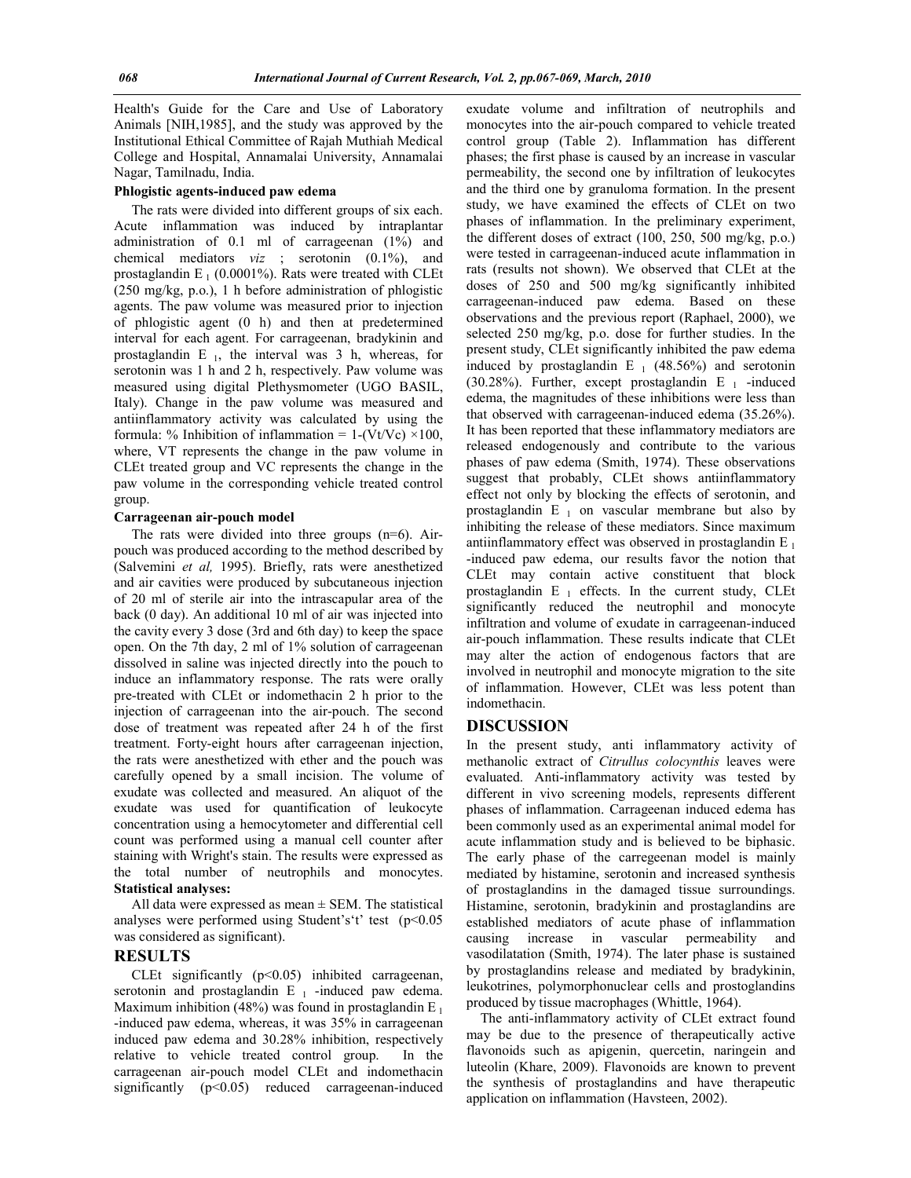Health's Guide for the Care and Use of Laboratory Animals [NIH,1985], and the study was approved by the Institutional Ethical Committee of Rajah Muthiah Medical College and Hospital, Annamalai University, Annamalai Nagar, Tamilnadu, India.

### Phlogistic agents-induced paw edema

The rats were divided into different groups of six each. Acute inflammation was induced by intraplantar administration of 0.1 ml of carrageenan (1%) and chemical mediators *viz* ; serotonin (0.1%), and prostaglandin $E_1$ (0.0001%). Rats were treated with CLEt (250 mg/kg, p.o.), 1 h before administration of phlogistic agents. The paw volume was measured prior to injection of phlogistic agent (0 h) and then at predetermined interval for each agent. For carrageenan, bradykinin and prostaglandin $E_1$, the interval was 3 h, whereas, for serotonin was 1 h and 2 h, respectively. Paw volume was measured using digital Plethysmometer (UGO BASIL, Italy). Change in the paw volume was measured and antiinflammatory activity was calculated by using the formula: % Inhibition of inflammation = $1-(Vt/Vc) \times 100$, where, VT represents the change in the paw volume in CLEt treated group and VC represents the change in the paw volume in the corresponding vehicle treated control group.

### Carrageenan air-pouch model

The rats were divided into three groups (n=6). Air-pouch was produced according to the method described by (Salvemini *et al,* 1995). Briefly, rats were anesthetized and air cavities were produced by subcutaneous injection of 20 ml of sterile air into the intrascapular area of the back (0 day). An additional 10 ml of air was injected into the cavity every 3 dose (3rd and 6th day) to keep the space open. On the 7th day, 2 ml of 1% solution of carrageenan dissolved in saline was injected directly into the pouch to induce an inflammatory response. The rats were orally pre-treated with CLEt or indomethacin 2 h prior to the injection of carrageenan into the air-pouch. The second dose of treatment was repeated after 24 h of the first treatment. Forty-eight hours after carrageenan injection, the rats were anesthetized with ether and the pouch was carefully opened by a small incision. The volume of exudate was collected and measured. An aliquot of the exudate was used for quantification of leukocyte concentration using a hemocytometer and differential cell count was performed using a manual cell counter after staining with Wright's stain. The results were expressed as the total number of neutrophils and monocytes.

### Statistical analyses:

All data were expressed as mean ± SEM. The statistical analyses were performed using Student's't' test ($p<0.05$ was considered as significant).

## RESULTS

CLEt significantly ($p<0.05$) inhibited carrageenan, serotonin and prostaglandin $E_1$ -induced paw edema. Maximum inhibition (48%) was found in prostaglandin $E_1$ -induced paw edema, whereas, it was 35% in carrageenan induced paw edema and 30.28% inhibition, respectively relative to vehicle treated control group. In the carrageenan air-pouch model CLEt and indomethacin significantly ($p<0.05$) reduced carrageenan-induced exudate volume and infiltration of neutrophils and monocytes into the air-pouch compared to vehicle treated control group (Table 2). Inflammation has different phases; the first phase is caused by an increase in vascular permeability, the second one by infiltration of leukocytes and the third one by granuloma formation. In the present study, we have examined the effects of CLEt on two phases of inflammation. In the preliminary experiment, the different doses of extract (100, 250, 500 mg/kg, p.o.) were tested in carrageenan-induced acute inflammation in rats (results not shown). We observed that CLEt at the doses of 250 and 500 mg/kg significantly inhibited carrageenan-induced paw edema. Based on these observations and the previous report (Raphael, 2000), we selected 250 mg/kg, p.o. dose for further studies. In the present study, CLEt significantly inhibited the paw edema induced by prostaglandin $E_1$ (48.56%) and serotonin (30.28%). Further, except prostaglandin $E_1$ -induced edema, the magnitudes of these inhibitions were less than that observed with carrageenan-induced edema (35.26%). It has been reported that these inflammatory mediators are released endogenously and contribute to the various phases of paw edema (Smith, 1974). These observations suggest that probably, CLEt shows antiinflammatory effect not only by blocking the effects of serotonin, and prostaglandin $E_1$ on vascular membrane but also by inhibiting the release of these mediators. Since maximum antiinflammatory effect was observed in prostaglandin $E_1$ -induced paw edema, our results favor the notion that CLEt may contain active constituent that block prostaglandin $E_1$ effects. In the current study, CLEt significantly reduced the neutrophil and monocyte infiltration and volume of exudate in carrageenan-induced air-pouch inflammation. These results indicate that CLEt may alter the action of endogenous factors that are involved in neutrophil and monocyte migration to the site of inflammation. However, CLEt was less potent than indomethacin.

## DISCUSSION

In the present study, anti inflammatory activity of methanolic extract of *Citrullus colocynthis* leaves were evaluated. Anti-inflammatory activity was tested by different in vivo screening models, represents different phases of inflammation. Carrageenan induced edema has been commonly used as an experimental animal model for acute inflammation study and is believed to be biphasic. The early phase of the carregeenan model is mainly mediated by histamine, serotonin and increased synthesis of prostaglandins in the damaged tissue surroundings. Histamine, serotonin, bradykinin and prostaglandins are established mediators of acute phase of inflammation causing increase in vascular permeability and vasodilatation (Smith, 1974). The later phase is sustained by prostaglandins release and mediated by bradykinin, leukotrines, polymorphonuclear cells and prostoglandins produced by tissue macrophages (Whittle, 1964).

The anti-inflammatory activity of CLEt extract found may be due to the presence of therapeutically active flavonoids such as apigenin, quercetin, naringein and luteolin (Khare, 2009). Flavonoids are known to prevent the synthesis of prostaglandins and have therapeutic application on inflammation (Havsteen, 2002).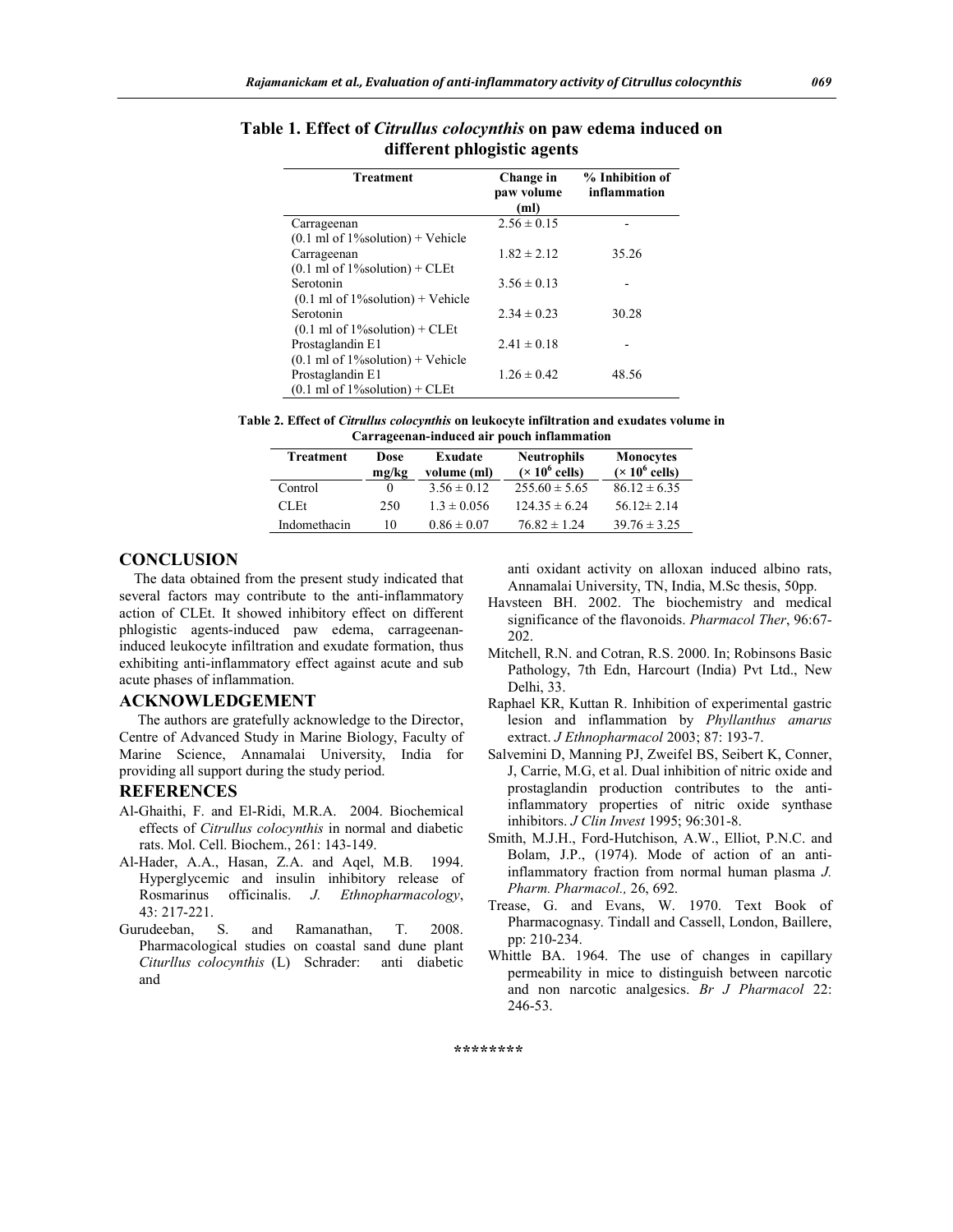**Table 1. Effect of *Citrullus colocynthis* on paw edema induced on different phlogistic agents**

| Treatment | Change in paw volume (ml) | % Inhibition of inflammation |
|---|---|---|
| Carrageenan (0.1 ml of 1%solution) + Vehicle | 2.56 ± 0.15 | - |
| Carrageenan (0.1 ml of 1%solution) + CLEt | 1.82 ± 2.12 | 35.26 |
| Serotonin (0.1 ml of 1%solution) + Vehicle | 3.56 ± 0.13 | - |
| Serotonin (0.1 ml of 1%solution) + CLEt | 2.34 ± 0.23 | 30.28 |
| Prostaglandin E1 (0.1 ml of 1%solution) + Vehicle | 2.41 ± 0.18 | - |
| Prostaglandin E1 (0.1 ml of 1%solution) + CLEt | 1.26 ± 0.42 | 48.56 |

**Table 2. Effect of *Citrullus colocynthis* on leukocyte infiltration and exudates volume in Carrageenan-induced air pouch inflammation**

| Treatment | Dose mg/kg | Exudate volume (ml) | Neutrophils ($\times 10^6$ cells) | Monocytes ($\times 10^6$ cells) |
|---|---|---|---|---|
| Control | 0 | 3.56 ± 0.12 | 255.60 ± 5.65 | 86.12 ± 6.35 |
| CLEt | 250 | 1.3 ± 0.056 | 124.35 ± 6.24 | 56.12± 2.14 |
| Indomethacin | 10 | 0.86 ± 0.07 | 76.82 ± 1.24 | 39.76 ± 3.25 |

## CONCLUSION

The data obtained from the present study indicated that several factors may contribute to the anti-inflammatory action of CLEt. It showed inhibitory effect on different phlogistic agents-induced paw edema, carrageenan-induced leukocyte infiltration and exudate formation, thus exhibiting anti-inflammatory effect against acute and sub acute phases of inflammation.

## ACKNOWLEDGEMENT

The authors are gratefully acknowledge to the Director, Centre of Advanced Study in Marine Biology, Faculty of Marine Science, Annamalai University, India for providing all support during the study period.

## REFERENCES

- Al-Ghaithi, F. and El-Ridi, M.R.A. 2004. Biochemical effects of *Citrullus colocynthis* in normal and diabetic rats. Mol. Cell. Biochem., 261: 143-149.
- Al-Hader, A.A., Hasan, Z.A. and Aqel, M.B. 1994. Hyperglycemic and insulin inhibitory release of Rosmarinus officinalis. *J. Ethnopharmacology*, 43: 217-221.
- Gurudeeban, S. and Ramanathan, T. 2008. Pharmacological studies on coastal sand dune plant *Citurllus colocynthis* (L) Schrader: anti diabetic and anti oxidant activity on alloxan induced albino rats, Annamalai University, TN, India, M.Sc thesis, 50pp.
- Havsteen BH. 2002. The biochemistry and medical significance of the flavonoids. *Pharmacol Ther*, 96:67-202.
- Mitchell, R.N. and Cotran, R.S. 2000. In; Robinsons Basic Pathology, 7th Edn, Harcourt (India) Pvt Ltd., New Delhi, 33.
- Raphael KR, Kuttan R. Inhibition of experimental gastric lesion and inflammation by *Phyllanthus amarus* extract. *J Ethnopharmacol* 2003; 87: 193-7.
- Salvemini D, Manning PJ, Zweifel BS, Seibert K, Conner, J, Carrie, M.G, et al. Dual inhibition of nitric oxide and prostaglandin production contributes to the anti-inflammatory properties of nitric oxide synthase inhibitors. *J Clin Invest* 1995; 96:301-8.
- Smith, M.J.H., Ford-Hutchison, A.W., Elliot, P.N.C. and Bolam, J.P., (1974). Mode of action of an anti-inflammatory fraction from normal human plasma *J. Pharm. Pharmacol.,* 26, 692.
- Trease, G. and Evans, W. 1970. Text Book of Pharmacognasy. Tindall and Cassell, London, Baillere, pp: 210-234.
- Whittle BA. 1964. The use of changes in capillary permeability in mice to distinguish between narcotic and non narcotic analgesics. *Br J Pharmacol* 22: 246-53.

********